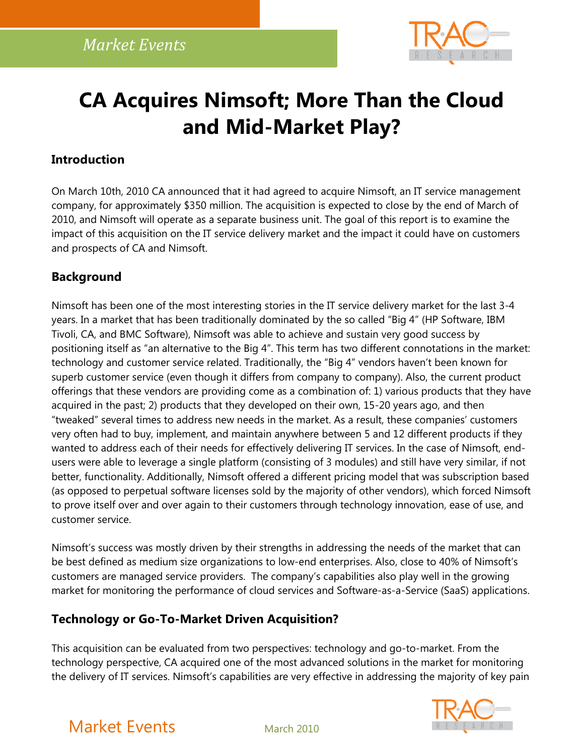# CA Acquires Nimsoft; More Than the Cloud and Mid-Market Play?

## Introduction

On March 10th, 2010 CA announced that it had agreed to acquire Nimsoft, an IT service management company, for approximately $350 million. The acquisition is expected to close by the end of March of 2010, and Nimsoft will operate as a separate business unit. The goal of this report is to examine the impact of this acquisition on the IT service delivery market and the impact it could have on customers and prospects of CA and Nimsoft.

## Background

Nimsoft has been one of the most interesting stories in the IT service delivery market for the last 3-4 years. In a market that has been traditionally dominated by the so called "Big 4" (HP Software, IBM Tivoli, CA, and BMC Software), Nimsoft was able to achieve and sustain very good success by positioning itself as "an alternative to the Big 4". This term has two different connotations in the market: technology and customer service related. Traditionally, the "Big 4" vendors haven't been known for superb customer service (even though it differs from company to company). Also, the current product offerings that these vendors are providing come as a combination of: 1) various products that they have acquired in the past; 2) products that they developed on their own, 15-20 years ago, and then "tweaked" several times to address new needs in the market. As a result, these companies' customers very often had to buy, implement, and maintain anywhere between 5 and 12 different products if they wanted to address each of their needs for effectively delivering IT services. In the case of Nimsoft, end-users were able to leverage a single platform (consisting of 3 modules) and still have very similar, if not better, functionality. Additionally, Nimsoft offered a different pricing model that was subscription based (as opposed to perpetual software licenses sold by the majority of other vendors), which forced Nimsoft to prove itself over and over again to their customers through technology innovation, ease of use, and customer service.

Nimsoft's success was mostly driven by their strengths in addressing the needs of the market that can be best defined as medium size organizations to low-end enterprises. Also, close to 40% of Nimsoft's customers are managed service providers. The company's capabilities also play well in the growing market for monitoring the performance of cloud services and Software-as-a-Service (SaaS) applications.

## Technology or Go-To-Market Driven Acquisition?

This acquisition can be evaluated from two perspectives: technology and go-to-market. From the technology perspective, CA acquired one of the most advanced solutions in the market for monitoring the delivery of IT services. Nimsoft's capabilities are very effective in addressing the majority of key pain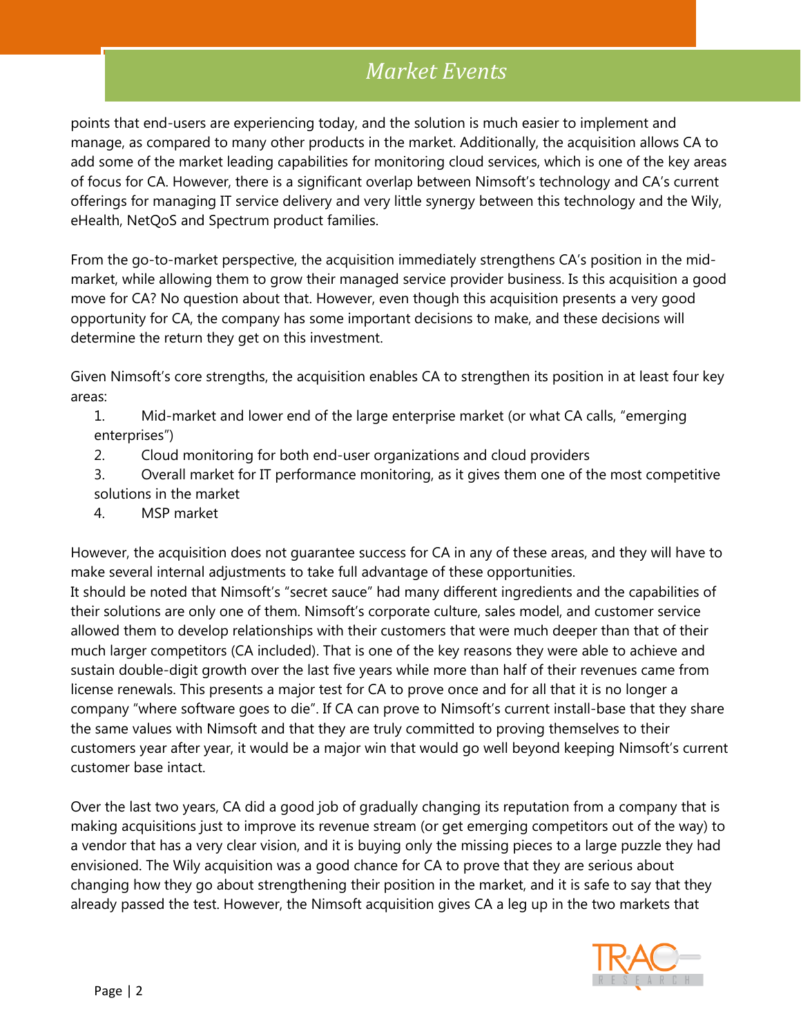points that end-users are experiencing today, and the solution is much easier to implement and manage, as compared to many other products in the market. Additionally, the acquisition allows CA to add some of the market leading capabilities for monitoring cloud services, which is one of the key areas of focus for CA. However, there is a significant overlap between Nimsoft's technology and CA's current offerings for managing IT service delivery and very little synergy between this technology and the Wily, eHealth, NetQoS and Spectrum product families.

From the go-to-market perspective, the acquisition immediately strengthens CA's position in the mid-market, while allowing them to grow their managed service provider business. Is this acquisition a good move for CA? No question about that. However, even though this acquisition presents a very good opportunity for CA, the company has some important decisions to make, and these decisions will determine the return they get on this investment.

Given Nimsoft's core strengths, the acquisition enables CA to strengthen its position in at least four key areas:

1. Mid-market and lower end of the large enterprise market (or what CA calls, "emerging enterprises")
2. Cloud monitoring for both end-user organizations and cloud providers
3. Overall market for IT performance monitoring, as it gives them one of the most competitive solutions in the market
4. MSP market

However, the acquisition does not guarantee success for CA in any of these areas, and they will have to make several internal adjustments to take full advantage of these opportunities.
It should be noted that Nimsoft's "secret sauce" had many different ingredients and the capabilities of their solutions are only one of them. Nimsoft's corporate culture, sales model, and customer service allowed them to develop relationships with their customers that were much deeper than that of their much larger competitors (CA included). That is one of the key reasons they were able to achieve and sustain double-digit growth over the last five years while more than half of their revenues came from license renewals. This presents a major test for CA to prove once and for all that it is no longer a company "where software goes to die". If CA can prove to Nimsoft's current install-base that they share the same values with Nimsoft and that they are truly committed to proving themselves to their customers year after year, it would be a major win that would go well beyond keeping Nimsoft's current customer base intact.

Over the last two years, CA did a good job of gradually changing its reputation from a company that is making acquisitions just to improve its revenue stream (or get emerging competitors out of the way) to a vendor that has a very clear vision, and it is buying only the missing pieces to a large puzzle they had envisioned. The Wily acquisition was a good chance for CA to prove that they are serious about changing how they go about strengthening their position in the market, and it is safe to say that they already passed the test. However, the Nimsoft acquisition gives CA a leg up in the two markets that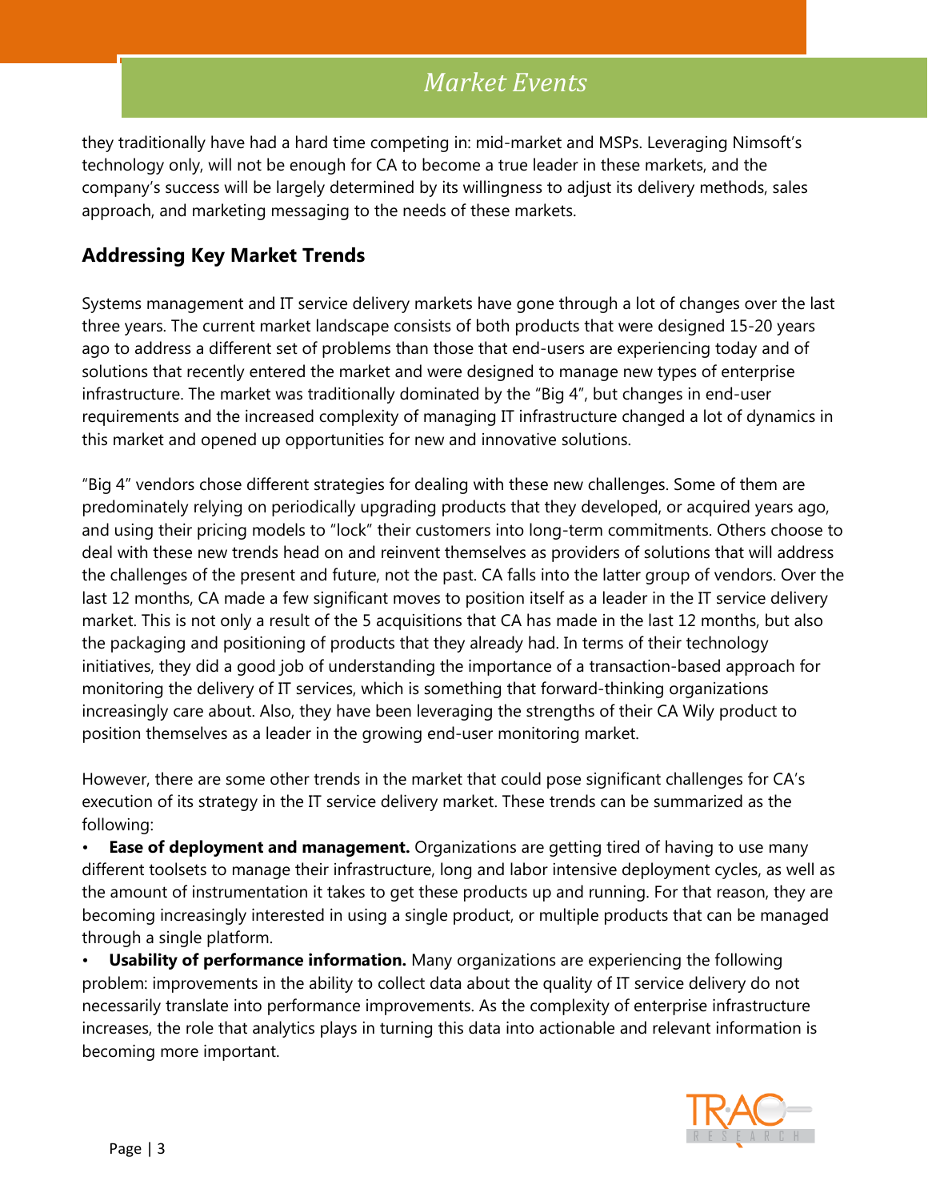they traditionally have had a hard time competing in: mid-market and MSPs. Leveraging Nimsoft's technology only, will not be enough for CA to become a true leader in these markets, and the company's success will be largely determined by its willingness to adjust its delivery methods, sales approach, and marketing messaging to the needs of these markets.

## Addressing Key Market Trends

Systems management and IT service delivery markets have gone through a lot of changes over the last three years. The current market landscape consists of both products that were designed 15-20 years ago to address a different set of problems than those that end-users are experiencing today and of solutions that recently entered the market and were designed to manage new types of enterprise infrastructure. The market was traditionally dominated by the "Big 4", but changes in end-user requirements and the increased complexity of managing IT infrastructure changed a lot of dynamics in this market and opened up opportunities for new and innovative solutions.

"Big 4" vendors chose different strategies for dealing with these new challenges. Some of them are predominately relying on periodically upgrading products that they developed, or acquired years ago, and using their pricing models to "lock" their customers into long-term commitments. Others choose to deal with these new trends head on and reinvent themselves as providers of solutions that will address the challenges of the present and future, not the past. CA falls into the latter group of vendors. Over the last 12 months, CA made a few significant moves to position itself as a leader in the IT service delivery market. This is not only a result of the 5 acquisitions that CA has made in the last 12 months, but also the packaging and positioning of products that they already had. In terms of their technology initiatives, they did a good job of understanding the importance of a transaction-based approach for monitoring the delivery of IT services, which is something that forward-thinking organizations increasingly care about. Also, they have been leveraging the strengths of their CA Wily product to position themselves as a leader in the growing end-user monitoring market.

However, there are some other trends in the market that could pose significant challenges for CA's execution of its strategy in the IT service delivery market. These trends can be summarized as the following:

- **Ease of deployment and management.** Organizations are getting tired of having to use many different toolsets to manage their infrastructure, long and labor intensive deployment cycles, as well as the amount of instrumentation it takes to get these products up and running. For that reason, they are becoming increasingly interested in using a single product, or multiple products that can be managed through a single platform.
- **Usability of performance information.** Many organizations are experiencing the following problem: improvements in the ability to collect data about the quality of IT service delivery do not necessarily translate into performance improvements. As the complexity of enterprise infrastructure increases, the role that analytics plays in turning this data into actionable and relevant information is becoming more important.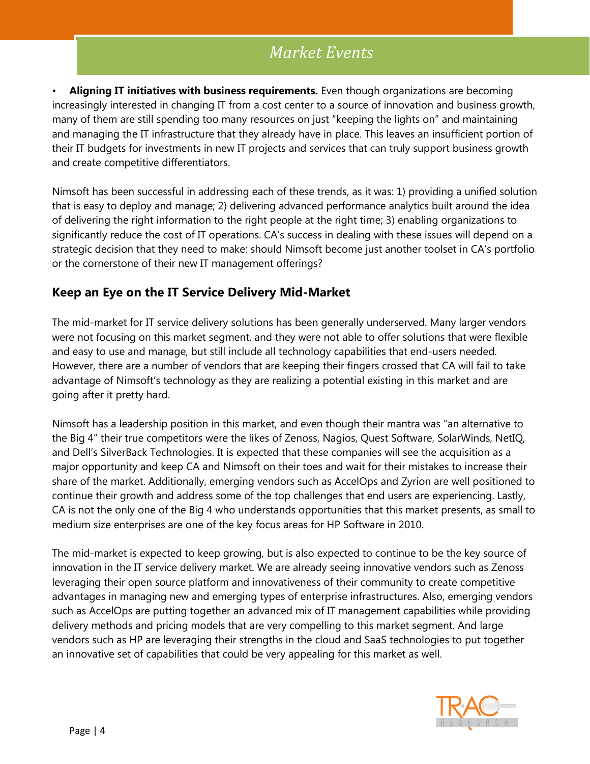- **Aligning IT initiatives with business requirements.** Even though organizations are becoming increasingly interested in changing IT from a cost center to a source of innovation and business growth, many of them are still spending too many resources on just "keeping the lights on" and maintaining and managing the IT infrastructure that they already have in place. This leaves an insufficient portion of their IT budgets for investments in new IT projects and services that can truly support business growth and create competitive differentiators.

Nimsoft has been successful in addressing each of these trends, as it was: 1) providing a unified solution that is easy to deploy and manage; 2) delivering advanced performance analytics built around the idea of delivering the right information to the right people at the right time; 3) enabling organizations to significantly reduce the cost of IT operations. CA's success in dealing with these issues will depend on a strategic decision that they need to make: should Nimsoft become just another toolset in CA's portfolio or the cornerstone of their new IT management offerings?

## Keep an Eye on the IT Service Delivery Mid-Market

The mid-market for IT service delivery solutions has been generally underserved. Many larger vendors were not focusing on this market segment, and they were not able to offer solutions that were flexible and easy to use and manage, but still include all technology capabilities that end-users needed. However, there are a number of vendors that are keeping their fingers crossed that CA will fail to take advantage of Nimsoft's technology as they are realizing a potential existing in this market and are going after it pretty hard.

Nimsoft has a leadership position in this market, and even though their mantra was "an alternative to the Big 4" their true competitors were the likes of Zenoss, Nagios, Quest Software, SolarWinds, NetIQ, and Dell's SilverBack Technologies. It is expected that these companies will see the acquisition as a major opportunity and keep CA and Nimsoft on their toes and wait for their mistakes to increase their share of the market. Additionally, emerging vendors such as AccelOps and Zyrion are well positioned to continue their growth and address some of the top challenges that end users are experiencing. Lastly, CA is not the only one of the Big 4 who understands opportunities that this market presents, as small to medium size enterprises are one of the key focus areas for HP Software in 2010.

The mid-market is expected to keep growing, but is also expected to continue to be the key source of innovation in the IT service delivery market. We are already seeing innovative vendors such as Zenoss leveraging their open source platform and innovativeness of their community to create competitive advantages in managing new and emerging types of enterprise infrastructures. Also, emerging vendors such as AccelOps are putting together an advanced mix of IT management capabilities while providing delivery methods and pricing models that are very compelling to this market segment. And large vendors such as HP are leveraging their strengths in the cloud and SaaS technologies to put together an innovative set of capabilities that could be very appealing for this market as well.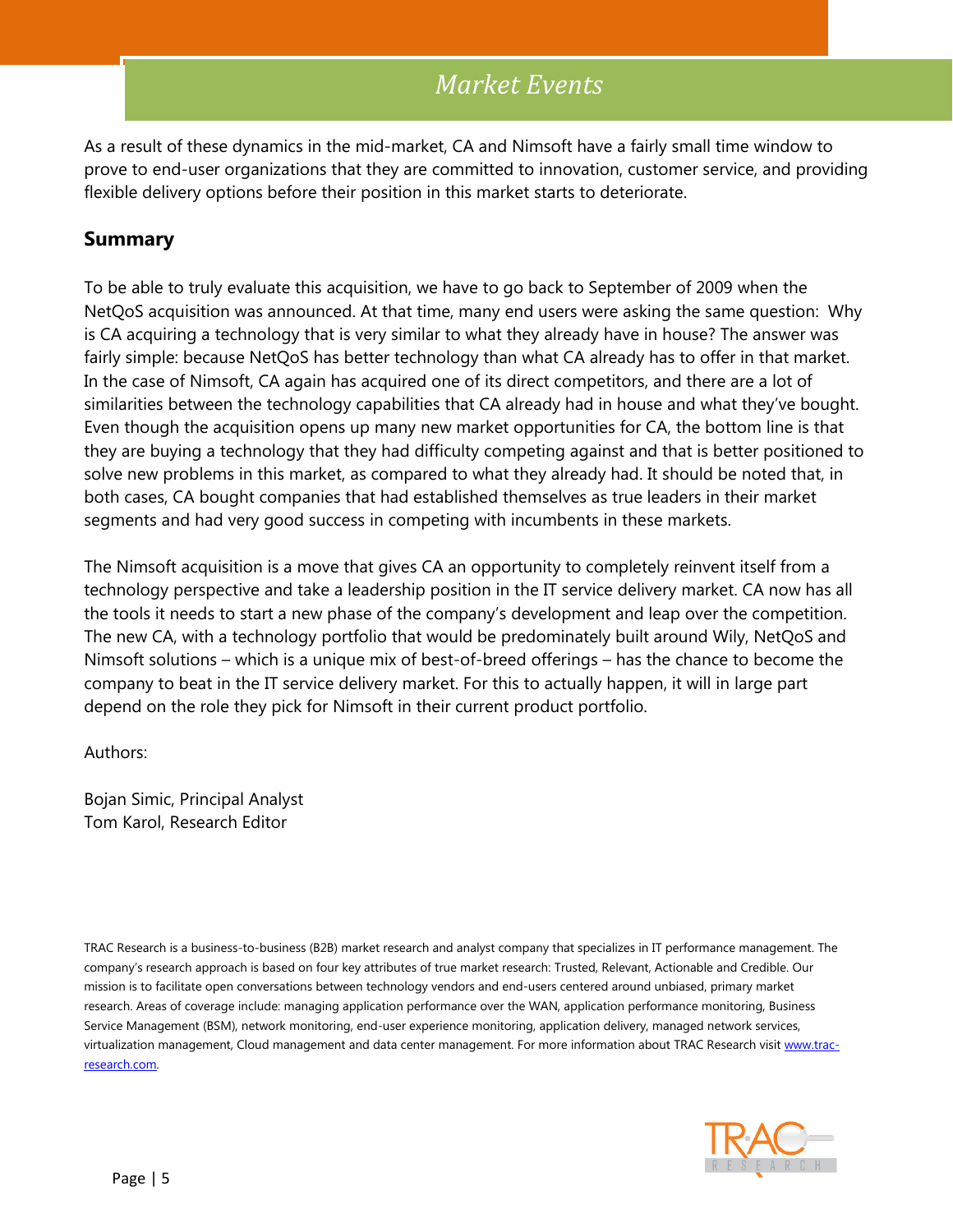As a result of these dynamics in the mid-market, CA and Nimsoft have a fairly small time window to prove to end-user organizations that they are committed to innovation, customer service, and providing flexible delivery options before their position in this market starts to deteriorate.

## Summary

To be able to truly evaluate this acquisition, we have to go back to September of 2009 when the NetQoS acquisition was announced. At that time, many end users were asking the same question: Why is CA acquiring a technology that is very similar to what they already have in house? The answer was fairly simple: because NetQoS has better technology than what CA already has to offer in that market. In the case of Nimsoft, CA again has acquired one of its direct competitors, and there are a lot of similarities between the technology capabilities that CA already had in house and what they've bought. Even though the acquisition opens up many new market opportunities for CA, the bottom line is that they are buying a technology that they had difficulty competing against and that is better positioned to solve new problems in this market, as compared to what they already had. It should be noted that, in both cases, CA bought companies that had established themselves as true leaders in their market segments and had very good success in competing with incumbents in these markets.

The Nimsoft acquisition is a move that gives CA an opportunity to completely reinvent itself from a technology perspective and take a leadership position in the IT service delivery market. CA now has all the tools it needs to start a new phase of the company's development and leap over the competition. The new CA, with a technology portfolio that would be predominately built around Wily, NetQoS and Nimsoft solutions – which is a unique mix of best-of-breed offerings – has the chance to become the company to beat in the IT service delivery market. For this to actually happen, it will in large part depend on the role they pick for Nimsoft in their current product portfolio.

Authors:

Bojan Simic, Principal Analyst
Tom Karol, Research Editor

TRAC Research is a business-to-business (B2B) market research and analyst company that specializes in IT performance management. The company's research approach is based on four key attributes of true market research: Trusted, Relevant, Actionable and Credible. Our mission is to facilitate open conversations between technology vendors and end-users centered around unbiased, primary market research. Areas of coverage include: managing application performance over the WAN, application performance monitoring, Business Service Management (BSM), network monitoring, end-user experience monitoring, application delivery, managed network services, virtualization management, Cloud management and data center management. For more information about TRAC Research visit www.trac-research.com.